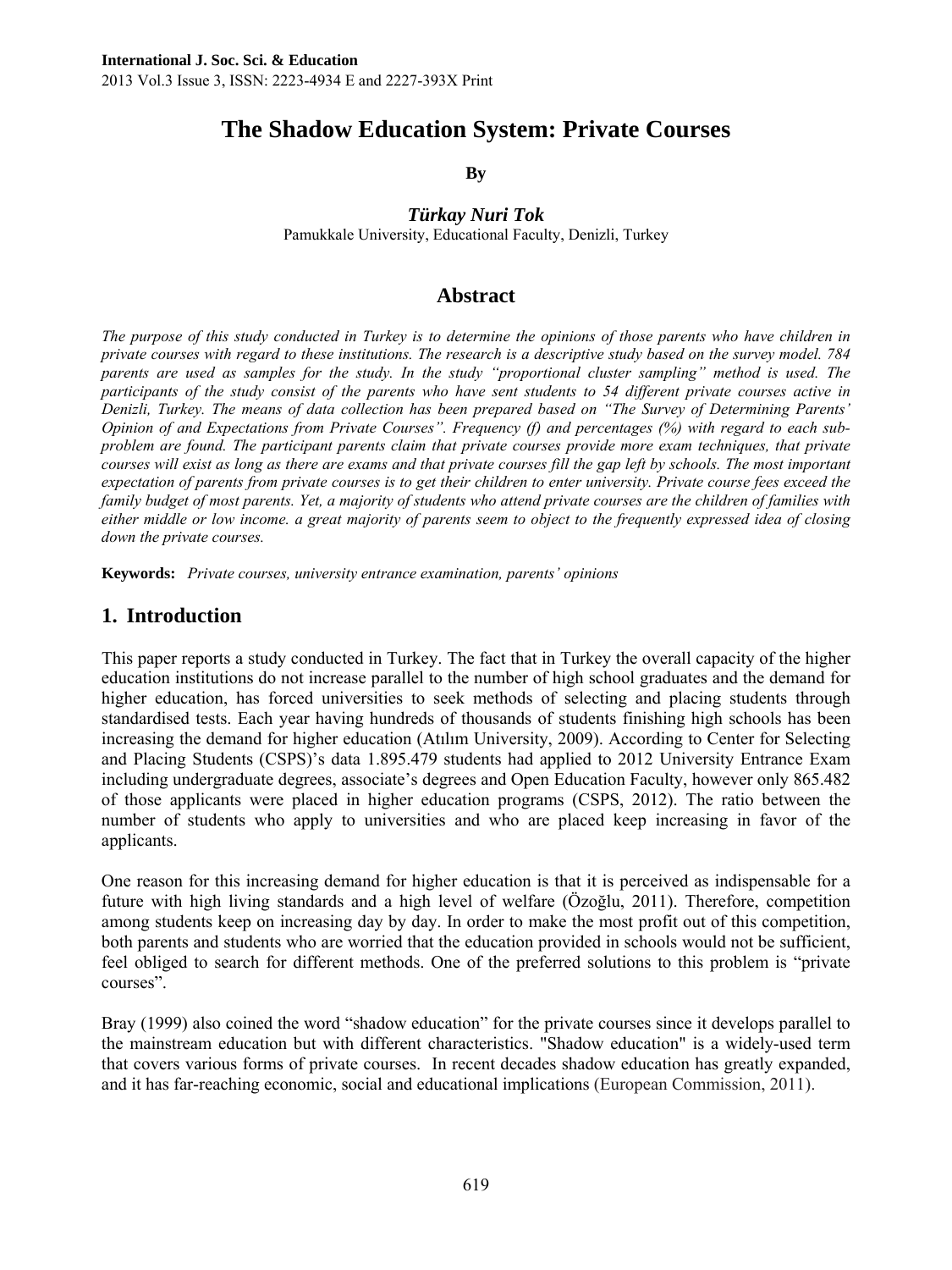# The Shadow Education System: Private Courses

**By**

***Türkay Nuri Tok***

Pamukkale University, Educational Faculty, Denizli, Turkey

## Abstract

*The purpose of this study conducted in Turkey is to determine the opinions of those parents who have children in private courses with regard to these institutions. The research is a descriptive study based on the survey model. 784 parents are used as samples for the study. In the study "proportional cluster sampling" method is used. The participants of the study consist of the parents who have sent students to 54 different private courses active in Denizli, Turkey. The means of data collection has been prepared based on "The Survey of Determining Parents' Opinion of and Expectations from Private Courses". Frequency (f) and percentages (%) with regard to each sub-problem are found. The participant parents claim that private courses provide more exam techniques, that private courses will exist as long as there are exams and that private courses fill the gap left by schools. The most important expectation of parents from private courses is to get their children to enter university. Private course fees exceed the family budget of most parents. Yet, a majority of students who attend private courses are the children of families with either middle or low income. a great majority of parents seem to object to the frequently expressed idea of closing down the private courses.*

**Keywords:** *Private courses, university entrance examination, parents' opinions*

## 1. Introduction

This paper reports a study conducted in Turkey. The fact that in Turkey the overall capacity of the higher education institutions do not increase parallel to the number of high school graduates and the demand for higher education, has forced universities to seek methods of selecting and placing students through standardised tests. Each year having hundreds of thousands of students finishing high schools has been increasing the demand for higher education (Atılım University, 2009). According to Center for Selecting and Placing Students (CSPS)'s data 1.895.479 students had applied to 2012 University Entrance Exam including undergraduate degrees, associate's degrees and Open Education Faculty, however only 865.482 of those applicants were placed in higher education programs (CSPS, 2012). The ratio between the number of students who apply to universities and who are placed keep increasing in favor of the applicants.

One reason for this increasing demand for higher education is that it is perceived as indispensable for a future with high living standards and a high level of welfare (Özoğlu, 2011). Therefore, competition among students keep on increasing day by day. In order to make the most profit out of this competition, both parents and students who are worried that the education provided in schools would not be sufficient, feel obliged to search for different methods. One of the preferred solutions to this problem is "private courses".

Bray (1999) also coined the word "shadow education" for the private courses since it develops parallel to the mainstream education but with different characteristics. "Shadow education" is a widely-used term that covers various forms of private courses. In recent decades shadow education has greatly expanded, and it has far-reaching economic, social and educational implications (European Commission, 2011).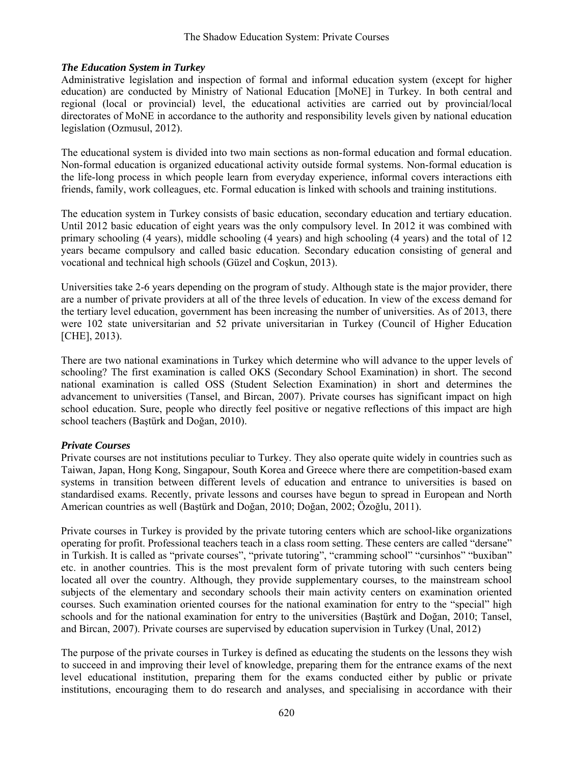### *The Education System in Turkey*

Administrative legislation and inspection of formal and informal education system (except for higher education) are conducted by Ministry of National Education [MoNE] in Turkey. In both central and regional (local or provincial) level, the educational activities are carried out by provincial/local directorates of MoNE in accordance to the authority and responsibility levels given by national education legislation (Ozmusul, 2012).

The educational system is divided into two main sections as non-formal education and formal education. Non-formal education is organized educational activity outside formal systems. Non-formal education is the life-long process in which people learn from everyday experience, informal covers interactions eith friends, family, work colleagues, etc. Formal education is linked with schools and training institutions.

The education system in Turkey consists of basic education, secondary education and tertiary education. Until 2012 basic education of eight years was the only compulsory level. In 2012 it was combined with primary schooling (4 years), middle schooling (4 years) and high schooling (4 years) and the total of 12 years became compulsory and called basic education. Secondary education consisting of general and vocational and technical high schools (Güzel and Coşkun, 2013).

Universities take 2-6 years depending on the program of study. Although state is the major provider, there are a number of private providers at all of the three levels of education. In view of the excess demand for the tertiary level education, government has been increasing the number of universities. As of 2013, there were 102 state universitarian and 52 private universitarian in Turkey (Council of Higher Education [CHE], 2013).

There are two national examinations in Turkey which determine who will advance to the upper levels of schooling? The first examination is called OKS (Secondary School Examination) in short. The second national examination is called OSS (Student Selection Examination) in short and determines the advancement to universities (Tansel, and Bircan, 2007). Private courses has significant impact on high school education. Sure, people who directly feel positive or negative reflections of this impact are high school teachers (Baştürk and Doğan, 2010).

### *Private Courses*

Private courses are not institutions peculiar to Turkey. They also operate quite widely in countries such as Taiwan, Japan, Hong Kong, Singapour, South Korea and Greece where there are competition-based exam systems in transition between different levels of education and entrance to universities is based on standardised exams. Recently, private lessons and courses have begun to spread in European and North American countries as well (Baştürk and Doğan, 2010; Doğan, 2002; Özoğlu, 2011).

Private courses in Turkey is provided by the private tutoring centers which are school-like organizations operating for profit. Professional teachers teach in a class room setting. These centers are called "dersane" in Turkish. It is called as "private courses", "private tutoring", "cramming school" "cursinhos" "buxiban" etc. in another countries. This is the most prevalent form of private tutoring with such centers being located all over the country. Although, they provide supplementary courses, to the mainstream school subjects of the elementary and secondary schools their main activity centers on examination oriented courses. Such examination oriented courses for the national examination for entry to the "special" high schools and for the national examination for entry to the universities (Baştürk and Doğan, 2010; Tansel, and Bircan, 2007). Private courses are supervised by education supervision in Turkey (Unal, 2012)

The purpose of the private courses in Turkey is defined as educating the students on the lessons they wish to succeed in and improving their level of knowledge, preparing them for the entrance exams of the next level educational institution, preparing them for the exams conducted either by public or private institutions, encouraging them to do research and analyses, and specialising in accordance with their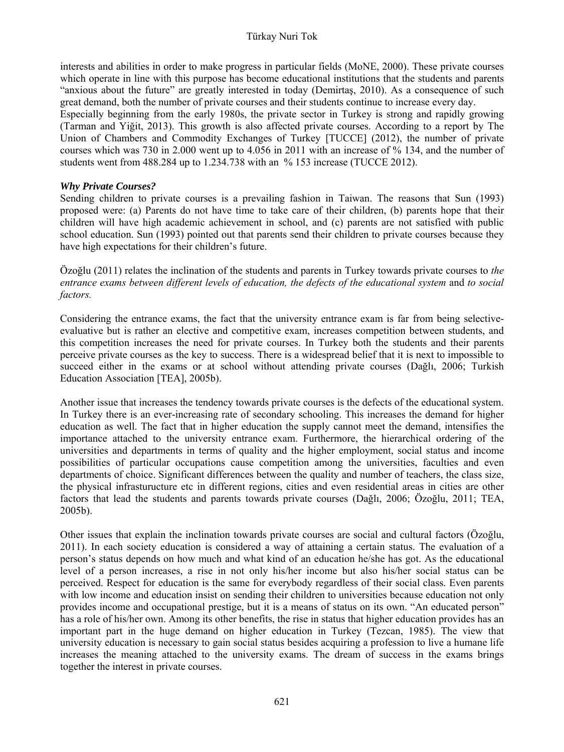interests and abilities in order to make progress in particular fields (MoNE, 2000). These private courses which operate in line with this purpose has become educational institutions that the students and parents "anxious about the future" are greatly interested in today (Demirtaş, 2010). As a consequence of such great demand, both the number of private courses and their students continue to increase every day.

Especially beginning from the early 1980s, the private sector in Turkey is strong and rapidly growing (Tarman and Yiğit, 2013). This growth is also affected private courses. According to a report by The Union of Chambers and Commodity Exchanges of Turkey [TUCCE] (2012), the number of private courses which was 730 in 2.000 went up to 4.056 in 2011 with an increase of % 134, and the number of students went from 488.284 up to 1.234.738 with an % 153 increase (TUCCE 2012).

***Why Private Courses?***

Sending children to private courses is a prevailing fashion in Taiwan. The reasons that Sun (1993) proposed were: (a) Parents do not have time to take care of their children, (b) parents hope that their children will have high academic achievement in school, and (c) parents are not satisfied with public school education. Sun (1993) pointed out that parents send their children to private courses because they have high expectations for their children's future.

Özoğlu (2011) relates the inclination of the students and parents in Turkey towards private courses to *the entrance exams between different levels of education, the defects of the educational system* and *to social factors.*

Considering the entrance exams, the fact that the university entrance exam is far from being selective-evaluative but is rather an elective and competitive exam, increases competition between students, and this competition increases the need for private courses. In Turkey both the students and their parents perceive private courses as the key to success. There is a widespread belief that it is next to impossible to succeed either in the exams or at school without attending private courses (Dağlı, 2006; Turkish Education Association [TEA], 2005b).

Another issue that increases the tendency towards private courses is the defects of the educational system. In Turkey there is an ever-increasing rate of secondary schooling. This increases the demand for higher education as well. The fact that in higher education the supply cannot meet the demand, intensifies the importance attached to the university entrance exam. Furthermore, the hierarchical ordering of the universities and departments in terms of quality and the higher employment, social status and income possibilities of particular occupations cause competition among the universities, faculties and even departments of choice. Significant differences between the quality and number of teachers, the class size, the physical infrasturucture etc in different regions, cities and even residential areas in cities are other factors that lead the students and parents towards private courses (Dağlı, 2006; Özoğlu, 2011; TEA, 2005b).

Other issues that explain the inclination towards private courses are social and cultural factors (Özoğlu, 2011). In each society education is considered a way of attaining a certain status. The evaluation of a person's status depends on how much and what kind of an education he/she has got. As the educational level of a person increases, a rise in not only his/her income but also his/her social status can be perceived. Respect for education is the same for everybody regardless of their social class. Even parents with low income and education insist on sending their children to universities because education not only provides income and occupational prestige, but it is a means of status on its own. "An educated person" has a role of his/her own. Among its other benefits, the rise in status that higher education provides has an important part in the huge demand on higher education in Turkey (Tezcan, 1985). The view that university education is necessary to gain social status besides acquiring a profession to live a humane life increases the meaning attached to the university exams. The dream of success in the exams brings together the interest in private courses.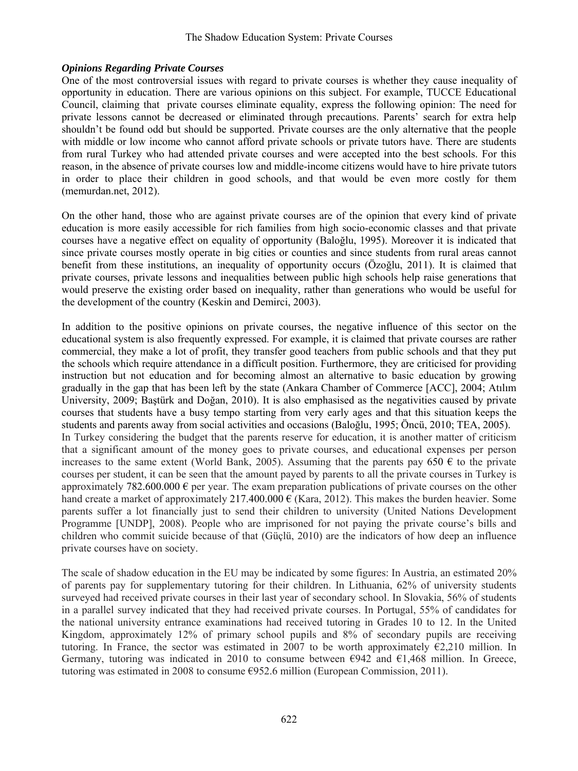### *Opinions Regarding Private Courses*

One of the most controversial issues with regard to private courses is whether they cause inequality of opportunity in education. There are various opinions on this subject. For example, TUCCE Educational Council, claiming that private courses eliminate equality, express the following opinion: The need for private lessons cannot be decreased or eliminated through precautions. Parents' search for extra help shouldn't be found odd but should be supported. Private courses are the only alternative that the people with middle or low income who cannot afford private schools or private tutors have. There are students from rural Turkey who had attended private courses and were accepted into the best schools. For this reason, in the absence of private courses low and middle-income citizens would have to hire private tutors in order to place their children in good schools, and that would be even more costly for them (memurdan.net, 2012).

On the other hand, those who are against private courses are of the opinion that every kind of private education is more easily accessible for rich families from high socio-economic classes and that private courses have a negative effect on equality of opportunity (Baloğlu, 1995). Moreover it is indicated that since private courses mostly operate in big cities or counties and since students from rural areas cannot benefit from these institutions, an inequality of opportunity occurs (Özoğlu, 2011). It is claimed that private courses, private lessons and inequalities between public high schools help raise generations that would preserve the existing order based on inequality, rather than generations who would be useful for the development of the country (Keskin and Demirci, 2003).

In addition to the positive opinions on private courses, the negative influence of this sector on the educational system is also frequently expressed. For example, it is claimed that private courses are rather commercial, they make a lot of profit, they transfer good teachers from public schools and that they put the schools which require attendance in a difficult position. Furthermore, they are criticised for providing instruction but not education and for becoming almost an alternative to basic education by growing gradually in the gap that has been left by the state (Ankara Chamber of Commerce [ACC], 2004; Atılım University, 2009; Baştürk and Doğan, 2010). It is also emphasised as the negativities caused by private courses that students have a busy tempo starting from very early ages and that this situation keeps the students and parents away from social activities and occasions (Baloğlu, 1995; Öncü, 2010; TEA, 2005).

In Turkey considering the budget that the parents reserve for education, it is another matter of criticism that a significant amount of the money goes to private courses, and educational expenses per person increases to the same extent (World Bank, 2005). Assuming that the parents pay 650 € to the private courses per student, it can be seen that the amount payed by parents to all the private courses in Turkey is approximately 782.600.000 € per year. The exam preparation publications of private courses on the other hand create a market of approximately 217.400.000 € (Kara, 2012). This makes the burden heavier. Some parents suffer a lot financially just to send their children to university (United Nations Development Programme [UNDP], 2008). People who are imprisoned for not paying the private course's bills and children who commit suicide because of that (Güçlü, 2010) are the indicators of how deep an influence private courses have on society.

The scale of shadow education in the EU may be indicated by some figures: In Austria, an estimated 20% of parents pay for supplementary tutoring for their children. In Lithuania, 62% of university students surveyed had received private courses in their last year of secondary school. In Slovakia, 56% of students in a parallel survey indicated that they had received private courses. In Portugal, 55% of candidates for the national university entrance examinations had received tutoring in Grades 10 to 12. In the United Kingdom, approximately 12% of primary school pupils and 8% of secondary pupils are receiving tutoring. In France, the sector was estimated in 2007 to be worth approximately €2,210 million. In Germany, tutoring was indicated in 2010 to consume between €942 and €1,468 million. In Greece, tutoring was estimated in 2008 to consume €952.6 million (European Commission, 2011).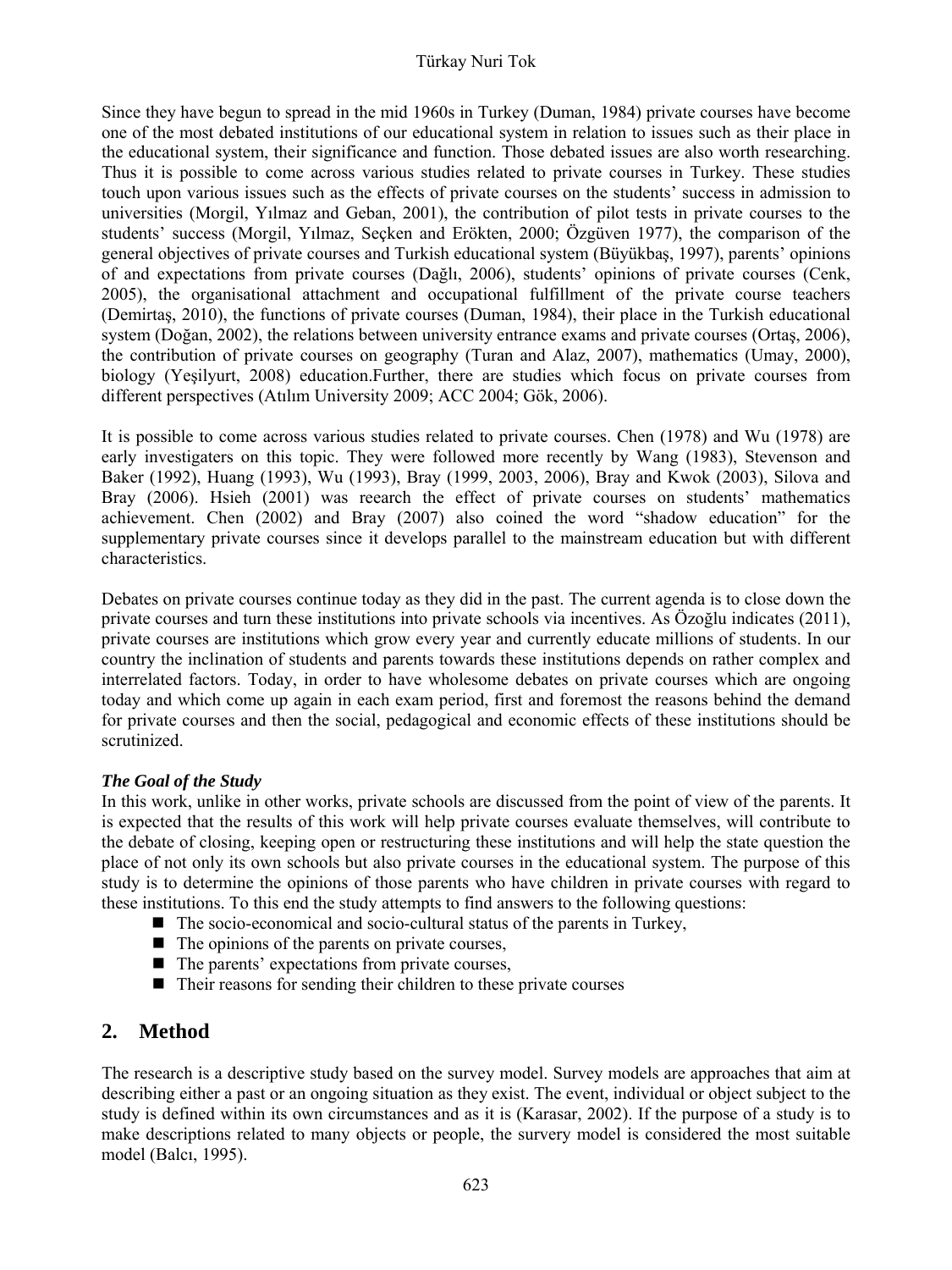Since they have begun to spread in the mid 1960s in Turkey (Duman, 1984) private courses have become one of the most debated institutions of our educational system in relation to issues such as their place in the educational system, their significance and function. Those debated issues are also worth researching. Thus it is possible to come across various studies related to private courses in Turkey. These studies touch upon various issues such as the effects of private courses on the students' success in admission to universities (Morgil, Yılmaz and Geban, 2001), the contribution of pilot tests in private courses to the students' success (Morgil, Yılmaz, Seçken and Erökten, 2000; Özgüven 1977), the comparison of the general objectives of private courses and Turkish educational system (Büyükbaş, 1997), parents' opinions of and expectations from private courses (Dağlı, 2006), students' opinions of private courses (Cenk, 2005), the organisational attachment and occupational fulfillment of the private course teachers (Demirtaş, 2010), the functions of private courses (Duman, 1984), their place in the Turkish educational system (Doğan, 2002), the relations between university entrance exams and private courses (Ortaş, 2006), the contribution of private courses on geography (Turan and Alaz, 2007), mathematics (Umay, 2000), biology (Yeşilyurt, 2008) education.Further, there are studies which focus on private courses from different perspectives (Atılım University 2009; ACC 2004; Gök, 2006).

It is possible to come across various studies related to private courses. Chen (1978) and Wu (1978) are early investigaters on this topic. They were followed more recently by Wang (1983), Stevenson and Baker (1992), Huang (1993), Wu (1993), Bray (1999, 2003, 2006), Bray and Kwok (2003), Silova and Bray (2006). Hsieh (2001) was reearch the effect of private courses on students' mathematics achievement. Chen (2002) and Bray (2007) also coined the word "shadow education" for the supplementary private courses since it develops parallel to the mainstream education but with different characteristics.

Debates on private courses continue today as they did in the past. The current agenda is to close down the private courses and turn these institutions into private schools via incentives. As Özoğlu indicates (2011), private courses are institutions which grow every year and currently educate millions of students. In our country the inclination of students and parents towards these institutions depends on rather complex and interrelated factors. Today, in order to have wholesome debates on private courses which are ongoing today and which come up again in each exam period, first and foremost the reasons behind the demand for private courses and then the social, pedagogical and economic effects of these institutions should be scrutinized.

***The Goal of the Study***

In this work, unlike in other works, private schools are discussed from the point of view of the parents. It is expected that the results of this work will help private courses evaluate themselves, will contribute to the debate of closing, keeping open or restructuring these institutions and will help the state question the place of not only its own schools but also private courses in the educational system. The purpose of this study is to determine the opinions of those parents who have children in private courses with regard to these institutions. To this end the study attempts to find answers to the following questions:

- The socio-economical and socio-cultural status of the parents in Turkey,
- The opinions of the parents on private courses,
- The parents' expectations from private courses,
- Their reasons for sending their children to these private courses

## 2. Method

The research is a descriptive study based on the survey model. Survey models are approaches that aim at describing either a past or an ongoing situation as they exist. The event, individual or object subject to the study is defined within its own circumstances and as it is (Karasar, 2002). If the purpose of a study is to make descriptions related to many objects or people, the survery model is considered the most suitable model (Balcı, 1995).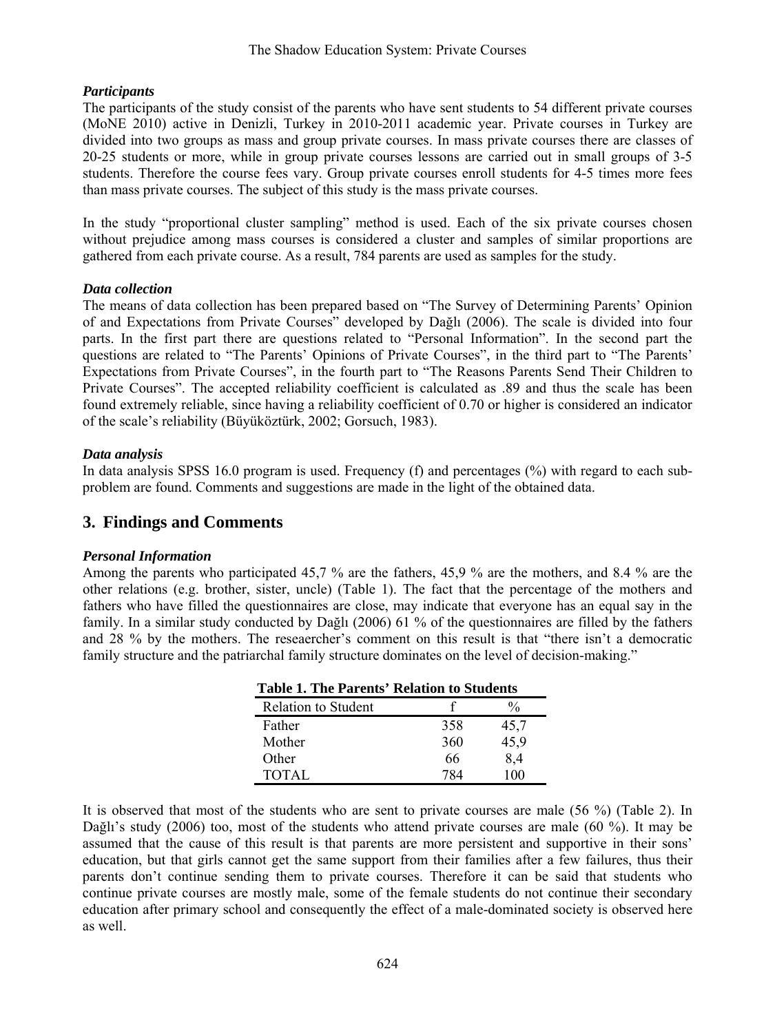### *Participants*

The participants of the study consist of the parents who have sent students to 54 different private courses (MoNE 2010) active in Denizli, Turkey in 2010-2011 academic year. Private courses in Turkey are divided into two groups as mass and group private courses. In mass private courses there are classes of 20-25 students or more, while in group private courses lessons are carried out in small groups of 3-5 students. Therefore the course fees vary. Group private courses enroll students for 4-5 times more fees than mass private courses. The subject of this study is the mass private courses.

In the study "proportional cluster sampling" method is used. Each of the six private courses chosen without prejudice among mass courses is considered a cluster and samples of similar proportions are gathered from each private course. As a result, 784 parents are used as samples for the study.

### *Data collection*

The means of data collection has been prepared based on "The Survey of Determining Parents' Opinion of and Expectations from Private Courses" developed by Dağlı (2006). The scale is divided into four parts. In the first part there are questions related to "Personal Information". In the second part the questions are related to "The Parents' Opinions of Private Courses", in the third part to "The Parents' Expectations from Private Courses", in the fourth part to "The Reasons Parents Send Their Children to Private Courses". The accepted reliability coefficient is calculated as .89 and thus the scale has been found extremely reliable, since having a reliability coefficient of 0.70 or higher is considered an indicator of the scale's reliability (Büyüköztürk, 2002; Gorsuch, 1983).

### *Data analysis*

In data analysis SPSS 16.0 program is used. Frequency (f) and percentages (%) with regard to each sub-problem are found. Comments and suggestions are made in the light of the obtained data.

## 3. Findings and Comments

### *Personal Information*

Among the parents who participated 45,7 % are the fathers, 45,9 % are the mothers, and 8.4 % are the other relations (e.g. brother, sister, uncle) (Table 1). The fact that the percentage of the mothers and fathers who have filled the questionnaires are close, may indicate that everyone has an equal say in the family. In a similar study conducted by Dağlı (2006) 61 % of the questionnaires are filled by the fathers and 28 % by the mothers. The reseaercher's comment on this result is that "there isn't a democratic family structure and the patriarchal family structure dominates on the level of decision-making."

**Table 1. The Parents' Relation to Students**

| Relation to Student | f | % |
|---|---|---|
| Father | 358 | 45,7 |
| Mother | 360 | 45,9 |
| Other | 66 | 8,4 |
| TOTAL | 784 | 100 |

It is observed that most of the students who are sent to private courses are male (56 %) (Table 2). In Dağlı's study (2006) too, most of the students who attend private courses are male (60 %). It may be assumed that the cause of this result is that parents are more persistent and supportive in their sons' education, but that girls cannot get the same support from their families after a few failures, thus their parents don't continue sending them to private courses. Therefore it can be said that students who continue private courses are mostly male, some of the female students do not continue their secondary education after primary school and consequently the effect of a male-dominated society is observed here as well.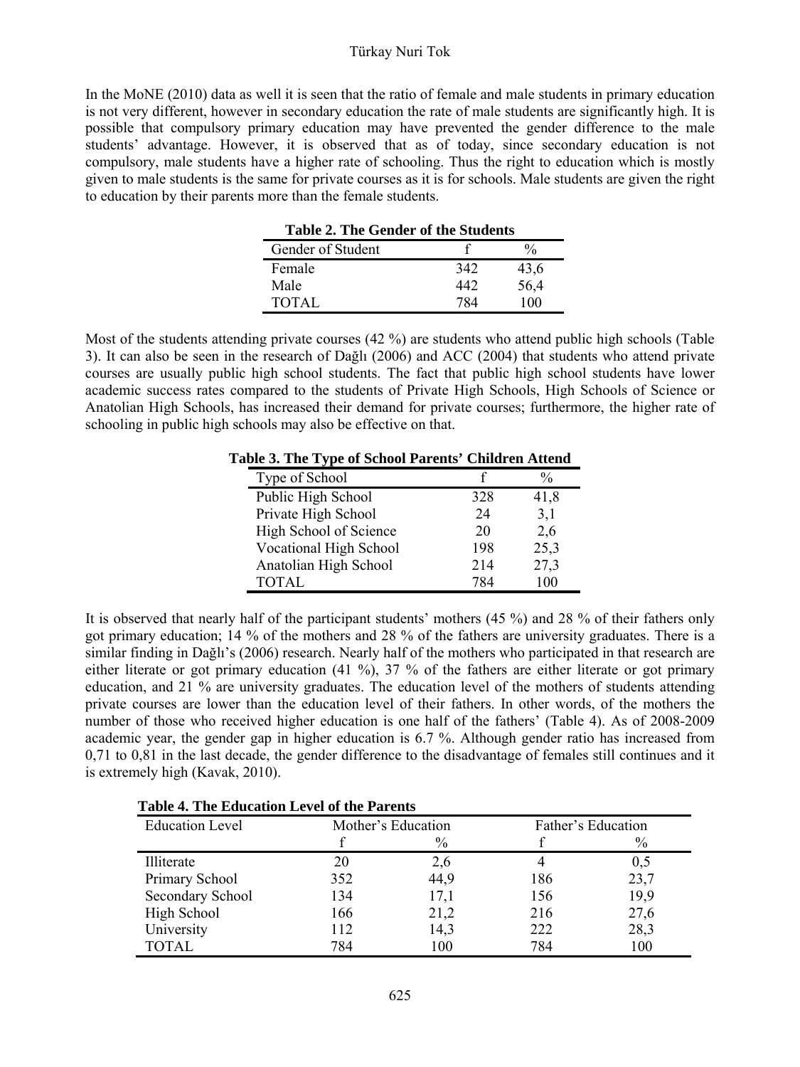In the MoNE (2010) data as well it is seen that the ratio of female and male students in primary education is not very different, however in secondary education the rate of male students are significantly high. It is possible that compulsory primary education may have prevented the gender difference to the male students' advantage. However, it is observed that as of today, since secondary education is not compulsory, male students have a higher rate of schooling. Thus the right to education which is mostly given to male students is the same for private courses as it is for schools. Male students are given the right to education by their parents more than the female students.

**Table 2. The Gender of the Students**

| Gender of Student | f | % |
|---|---|---|
| Female | 342 | 43,6 |
| Male | 442 | 56,4 |
| TOTAL | 784 | 100 |

Most of the students attending private courses (42 %) are students who attend public high schools (Table 3). It can also be seen in the research of Dağlı (2006) and ACC (2004) that students who attend private courses are usually public high school students. The fact that public high school students have lower academic success rates compared to the students of Private High Schools, High Schools of Science or Anatolian High Schools, has increased their demand for private courses; furthermore, the higher rate of schooling in public high schools may also be effective on that.

**Table 3. The Type of School Parents' Children Attend**

| Type of School | f | % |
|---|---|---|
| Public High School | 328 | 41,8 |
| Private High School | 24 | 3,1 |
| High School of Science | 20 | 2,6 |
| Vocational High School | 198 | 25,3 |
| Anatolian High School | 214 | 27,3 |
| TOTAL | 784 | 100 |

It is observed that nearly half of the participant students' mothers (45 %) and 28 % of their fathers only got primary education; 14 % of the mothers and 28 % of the fathers are university graduates. There is a similar finding in Dağlı's (2006) research. Nearly half of the mothers who participated in that research are either literate or got primary education (41 %), 37 % of the fathers are either literate or got primary education, and 21 % are university graduates. The education level of the mothers of students attending private courses are lower than the education level of their fathers. In other words, of the mothers the number of those who received higher education is one half of the fathers' (Table 4). As of 2008-2009 academic year, the gender gap in higher education is 6.7 %. Although gender ratio has increased from 0,71 to 0,81 in the last decade, the gender difference to the disadvantage of females still continues and it is extremely high (Kavak, 2010).

**Table 4. The Education Level of the Parents**

| Education Level | Mother's Education | | Father's Education | |
|---|---|---|---|---|
| | f | % | f | % |
| Illiterate | 20 | 2,6 | 4 | 0,5 |
| Primary School | 352 | 44,9 | 186 | 23,7 |
| Secondary School | 134 | 17,1 | 156 | 19,9 |
| High School | 166 | 21,2 | 216 | 27,6 |
| University | 112 | 14,3 | 222 | 28,3 |
| TOTAL | 784 | 100 | 784 | 100 |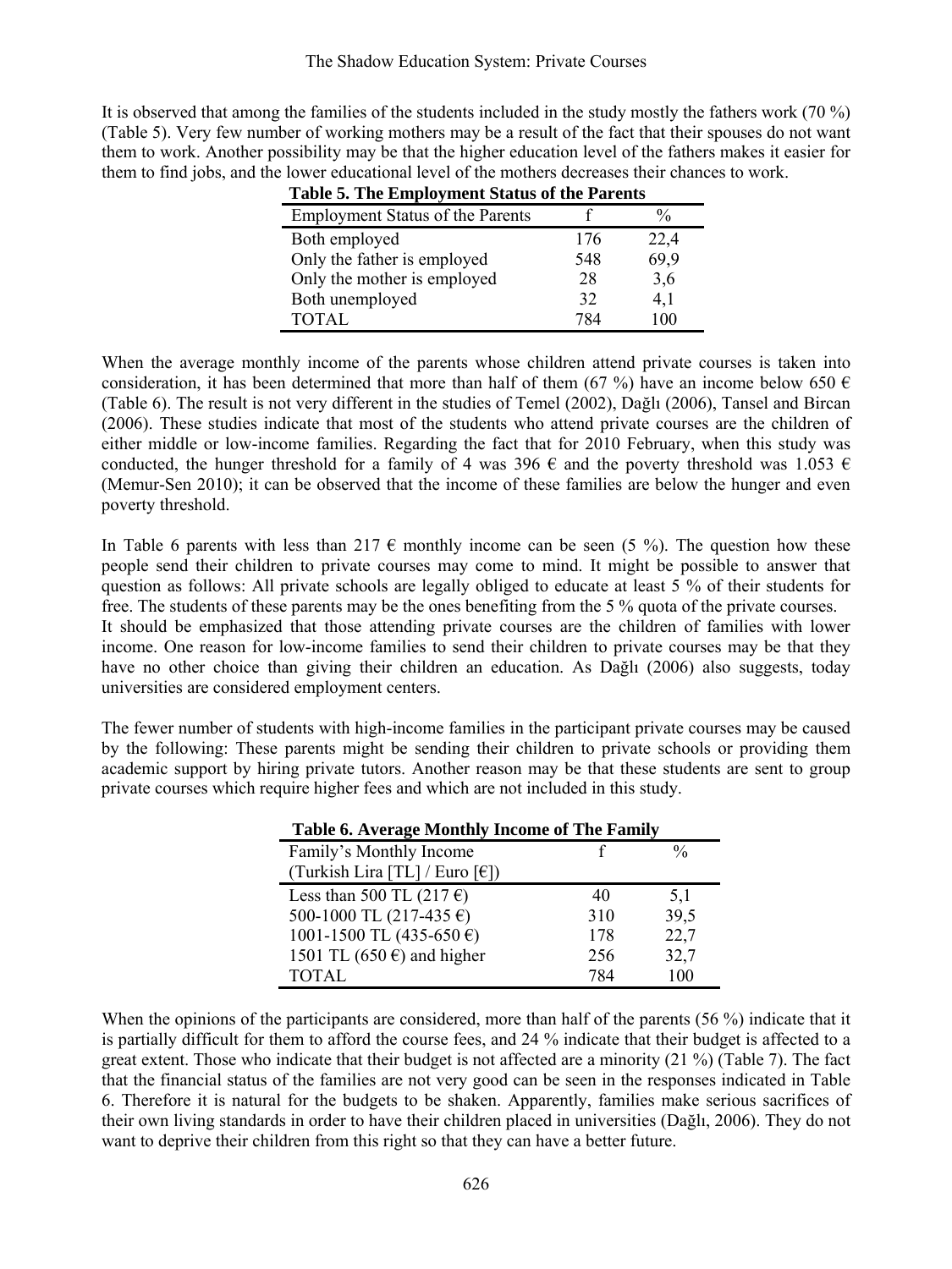It is observed that among the families of the students included in the study mostly the fathers work (70 %) (Table 5). Very few number of working mothers may be a result of the fact that their spouses do not want them to work. Another possibility may be that the higher education level of the fathers makes it easier for them to find jobs, and the lower educational level of the mothers decreases their chances to work.

**Table 5. The Employment Status of the Parents**

| Employment Status of the Parents | f | % |
|---|---|---|
| Both employed | 176 | 22,4 |
| Only the father is employed | 548 | 69,9 |
| Only the mother is employed | 28 | 3,6 |
| Both unemployed | 32 | 4,1 |
| TOTAL | 784 | 100 |

When the average monthly income of the parents whose children attend private courses is taken into consideration, it has been determined that more than half of them (67 %) have an income below 650 € (Table 6). The result is not very different in the studies of Temel (2002), Dağlı (2006), Tansel and Bircan (2006). These studies indicate that most of the students who attend private courses are the children of either middle or low-income families. Regarding the fact that for 2010 February, when this study was conducted, the hunger threshold for a family of 4 was 396 € and the poverty threshold was 1.053 € (Memur-Sen 2010); it can be observed that the income of these families are below the hunger and even poverty threshold.

In Table 6 parents with less than 217 € monthly income can be seen (5 %). The question how these people send their children to private courses may come to mind. It might be possible to answer that question as follows: All private schools are legally obliged to educate at least 5 % of their students for free. The students of these parents may be the ones benefiting from the 5 % quota of the private courses.
It should be emphasized that those attending private courses are the children of families with lower income. One reason for low-income families to send their children to private courses may be that they have no other choice than giving their children an education. As Dağlı (2006) also suggests, today universities are considered employment centers.

The fewer number of students with high-income families in the participant private courses may be caused by the following: These parents might be sending their children to private schools or providing them academic support by hiring private tutors. Another reason may be that these students are sent to group private courses which require higher fees and which are not included in this study.

**Table 6. Average Monthly Income of The Family**

| Family's Monthly Income (Turkish Lira [TL] / Euro [€]) | f | % |
|---|---|---|
| Less than 500 TL (217 €) | 40 | 5,1 |
| 500-1000 TL (217-435 €) | 310 | 39,5 |
| 1001-1500 TL (435-650 €) | 178 | 22,7 |
| 1501 TL (650 €) and higher | 256 | 32,7 |
| TOTAL | 784 | 100 |

When the opinions of the participants are considered, more than half of the parents (56 %) indicate that it is partially difficult for them to afford the course fees, and 24 % indicate that their budget is affected to a great extent. Those who indicate that their budget is not affected are a minority (21 %) (Table 7). The fact that the financial status of the families are not very good can be seen in the responses indicated in Table 6. Therefore it is natural for the budgets to be shaken. Apparently, families make serious sacrifices of their own living standards in order to have their children placed in universities (Dağlı, 2006). They do not want to deprive their children from this right so that they can have a better future.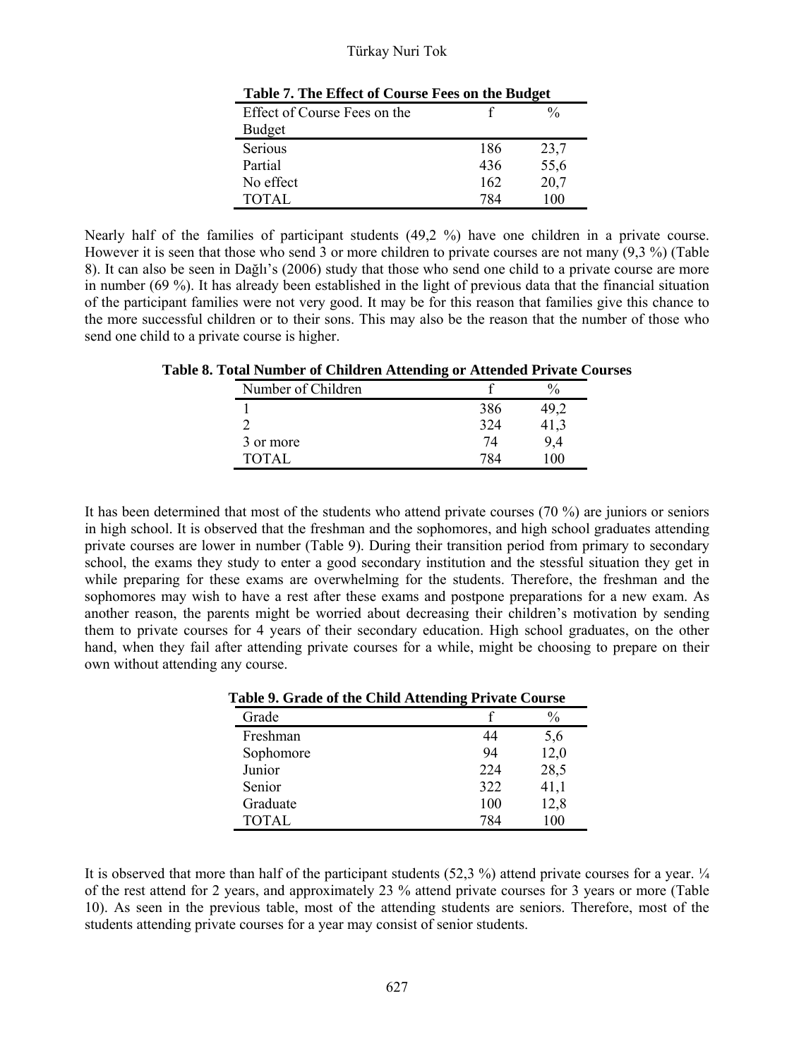**Table 7. The Effect of Course Fees on the Budget**

| Effect of Course Fees on the Budget | f | % |
|---|---|---|
| Serious | 186 | 23,7 |
| Partial | 436 | 55,6 |
| No effect | 162 | 20,7 |
| TOTAL | 784 | 100 |

Nearly half of the families of participant students (49,2 %) have one children in a private course. However it is seen that those who send 3 or more children to private courses are not many (9,3 %) (Table 8). It can also be seen in Dağlı's (2006) study that those who send one child to a private course are more in number (69 %). It has already been established in the light of previous data that the financial situation of the participant families were not very good. It may be for this reason that families give this chance to the more successful children or to their sons. This may also be the reason that the number of those who send one child to a private course is higher.

**Table 8. Total Number of Children Attending or Attended Private Courses**

| Number of Children | f | % |
|---|---|---|
| 1 | 386 | 49,2 |
| 2 | 324 | 41,3 |
| 3 or more | 74 | 9,4 |
| TOTAL | 784 | 100 |

It has been determined that most of the students who attend private courses (70 %) are juniors or seniors in high school. It is observed that the freshman and the sophomores, and high school graduates attending private courses are lower in number (Table 9). During their transition period from primary to secondary school, the exams they study to enter a good secondary institution and the stessful situation they get in while preparing for these exams are overwhelming for the students. Therefore, the freshman and the sophomores may wish to have a rest after these exams and postpone preparations for a new exam. As another reason, the parents might be worried about decreasing their children's motivation by sending them to private courses for 4 years of their secondary education. High school graduates, on the other hand, when they fail after attending private courses for a while, might be choosing to prepare on their own without attending any course.

**Table 9. Grade of the Child Attending Private Course**

| Grade | f | % |
|---|---|---|
| Freshman | 44 | 5,6 |
| Sophomore | 94 | 12,0 |
| Junior | 224 | 28,5 |
| Senior | 322 | 41,1 |
| Graduate | 100 | 12,8 |
| TOTAL | 784 | 100 |

It is observed that more than half of the participant students (52,3 %) attend private courses for a year. ¼ of the rest attend for 2 years, and approximately 23 % attend private courses for 3 years or more (Table 10). As seen in the previous table, most of the attending students are seniors. Therefore, most of the students attending private courses for a year may consist of senior students.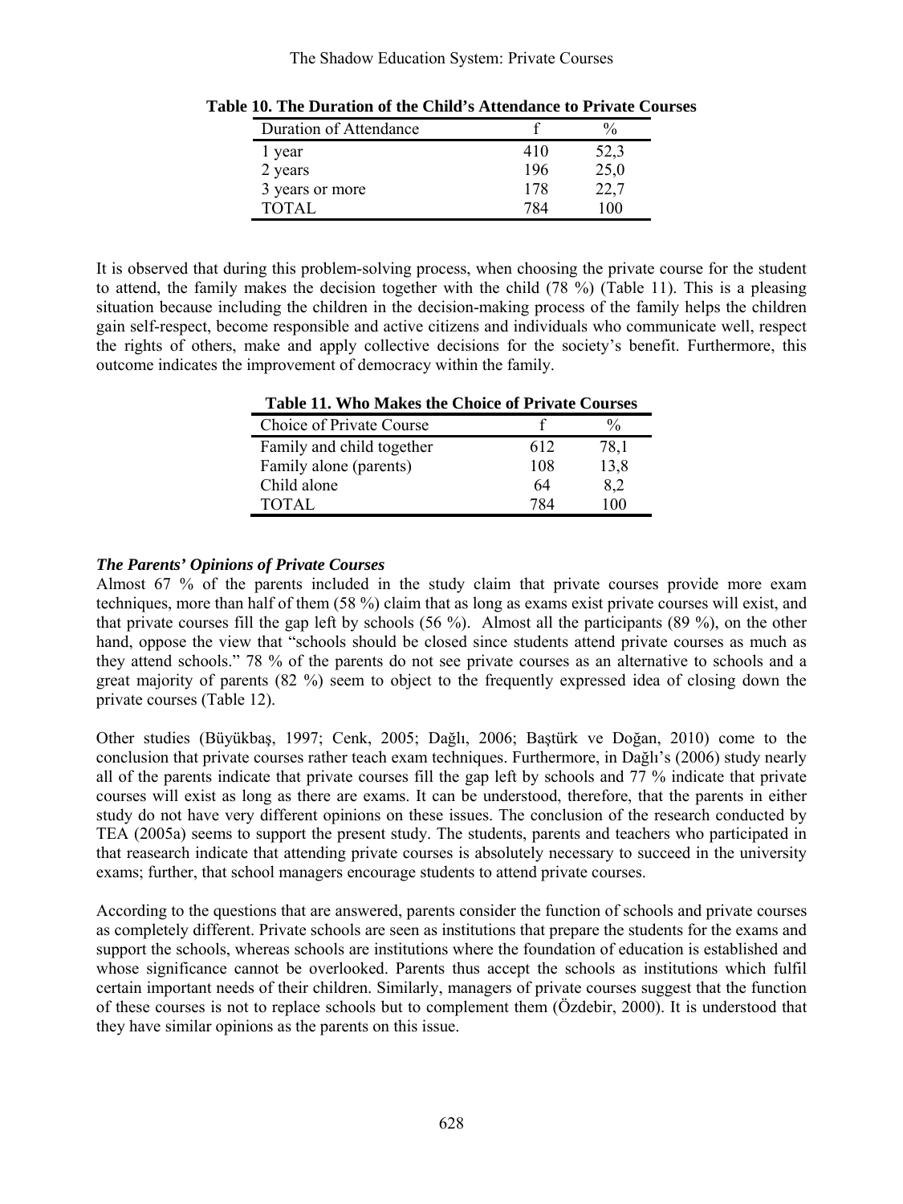**Table 10. The Duration of the Child's Attendance to Private Courses**

| Duration of Attendance | f | % |
|---|---|---|
| 1 year | 410 | 52,3 |
| 2 years | 196 | 25,0 |
| 3 years or more | 178 | 22,7 |
| TOTAL | 784 | 100 |

It is observed that during this problem-solving process, when choosing the private course for the student to attend, the family makes the decision together with the child (78 %) (Table 11). This is a pleasing situation because including the children in the decision-making process of the family helps the children gain self-respect, become responsible and active citizens and individuals who communicate well, respect the rights of others, make and apply collective decisions for the society's benefit. Furthermore, this outcome indicates the improvement of democracy within the family.

**Table 11. Who Makes the Choice of Private Courses**

| Choice of Private Course | f | % |
|---|---|---|
| Family and child together | 612 | 78,1 |
| Family alone (parents) | 108 | 13,8 |
| Child alone | 64 | 8,2 |
| TOTAL | 784 | 100 |

***The Parents' Opinions of Private Courses***

Almost 67 % of the parents included in the study claim that private courses provide more exam techniques, more than half of them (58 %) claim that as long as exams exist private courses will exist, and that private courses fill the gap left by schools (56 %). Almost all the participants (89 %), on the other hand, oppose the view that "schools should be closed since students attend private courses as much as they attend schools." 78 % of the parents do not see private courses as an alternative to schools and a great majority of parents (82 %) seem to object to the frequently expressed idea of closing down the private courses (Table 12).

Other studies (Büyükbaş, 1997; Cenk, 2005; Dağlı, 2006; Baştürk ve Doğan, 2010) come to the conclusion that private courses rather teach exam techniques. Furthermore, in Dağlı's (2006) study nearly all of the parents indicate that private courses fill the gap left by schools and 77 % indicate that private courses will exist as long as there are exams. It can be understood, therefore, that the parents in either study do not have very different opinions on these issues. The conclusion of the research conducted by TEA (2005a) seems to support the present study. The students, parents and teachers who participated in that reasearch indicate that attending private courses is absolutely necessary to succeed in the university exams; further, that school managers encourage students to attend private courses.

According to the questions that are answered, parents consider the function of schools and private courses as completely different. Private schools are seen as institutions that prepare the students for the exams and support the schools, whereas schools are institutions where the foundation of education is established and whose significance cannot be overlooked. Parents thus accept the schools as institutions which fulfil certain important needs of their children. Similarly, managers of private courses suggest that the function of these courses is not to replace schools but to complement them (Özdebir, 2000). It is understood that they have similar opinions as the parents on this issue.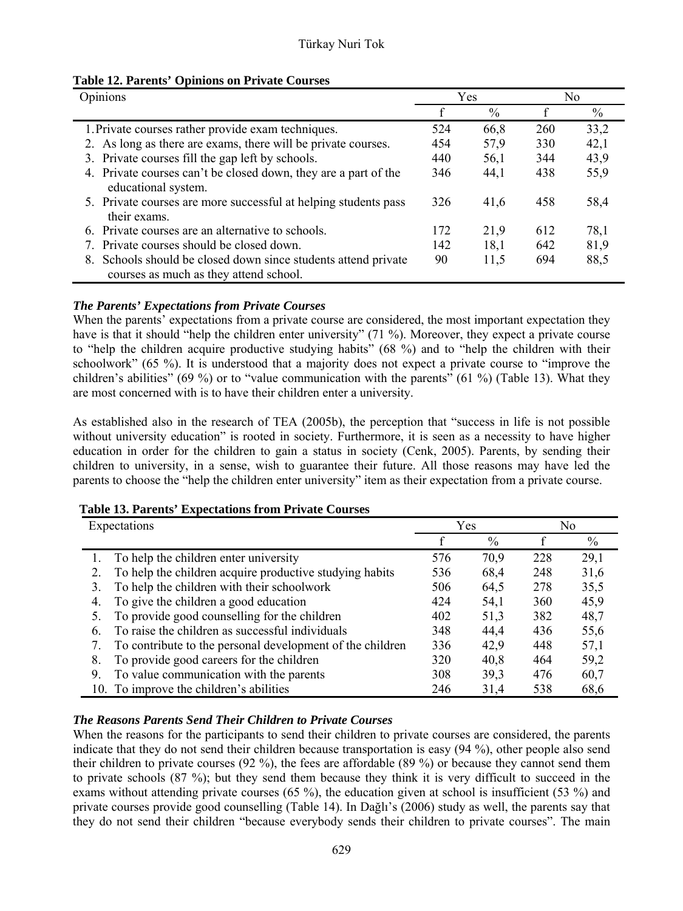**Table 12. Parents' Opinions on Private Courses**

| Opinions | Yes | | No | |
|---|---|---|---|---|
| | f | % | f | % |
| 1. Private courses rather provide exam techniques. | 524 | 66,8 | 260 | 33,2 |
| 2. As long as there are exams, there will be private courses. | 454 | 57,9 | 330 | 42,1 |
| 3. Private courses fill the gap left by schools. | 440 | 56,1 | 344 | 43,9 |
| 4. Private courses can't be closed down, they are a part of the educational system. | 346 | 44,1 | 438 | 55,9 |
| 5. Private courses are more successful at helping students pass their exams. | 326 | 41,6 | 458 | 58,4 |
| 6. Private courses are an alternative to schools. | 172 | 21,9 | 612 | 78,1 |
| 7. Private courses should be closed down. | 142 | 18,1 | 642 | 81,9 |
| 8. Schools should be closed down since students attend private courses as much as they attend school. | 90 | 11,5 | 694 | 88,5 |

### *The Parents' Expectations from Private Courses*

When the parents' expectations from a private course are considered, the most important expectation they have is that it should "help the children enter university" (71 %). Moreover, they expect a private course to "help the children acquire productive studying habits" (68 %) and to "help the children with their schoolwork" (65 %). It is understood that a majority does not expect a private course to "improve the children's abilities" (69 %) or to "value communication with the parents" (61 %) (Table 13). What they are most concerned with is to have their children enter a university.

As established also in the research of TEA (2005b), the perception that "success in life is not possible without university education" is rooted in society. Furthermore, it is seen as a necessity to have higher education in order for the children to gain a status in society (Cenk, 2005). Parents, by sending their children to university, in a sense, wish to guarantee their future. All those reasons may have led the parents to choose the "help the children enter university" item as their expectation from a private course.

**Table 13. Parents' Expectations from Private Courses**

| Expectations | Yes | | No | |
|---|---|---|---|---|
| | f | % | f | % |
| 1. To help the children enter university | 576 | 70,9 | 228 | 29,1 |
| 2. To help the children acquire productive studying habits | 536 | 68,4 | 248 | 31,6 |
| 3. To help the children with their schoolwork | 506 | 64,5 | 278 | 35,5 |
| 4. To give the children a good education | 424 | 54,1 | 360 | 45,9 |
| 5. To provide good counselling for the children | 402 | 51,3 | 382 | 48,7 |
| 6. To raise the children as successful individuals | 348 | 44,4 | 436 | 55,6 |
| 7. To contribute to the personal development of the children | 336 | 42,9 | 448 | 57,1 |
| 8. To provide good careers for the children | 320 | 40,8 | 464 | 59,2 |
| 9. To value communication with the parents | 308 | 39,3 | 476 | 60,7 |
| 10. To improve the children's abilities | 246 | 31,4 | 538 | 68,6 |

### *The Reasons Parents Send Their Children to Private Courses*

When the reasons for the participants to send their children to private courses are considered, the parents indicate that they do not send their children because transportation is easy (94 %), other people also send their children to private courses (92 %), the fees are affordable (89 %) or because they cannot send them to private schools (87 %); but they send them because they think it is very difficult to succeed in the exams without attending private courses (65 %), the education given at school is insufficient (53 %) and private courses provide good counselling (Table 14). In Dağlı's (2006) study as well, the parents say that they do not send their children "because everybody sends their children to private courses". The main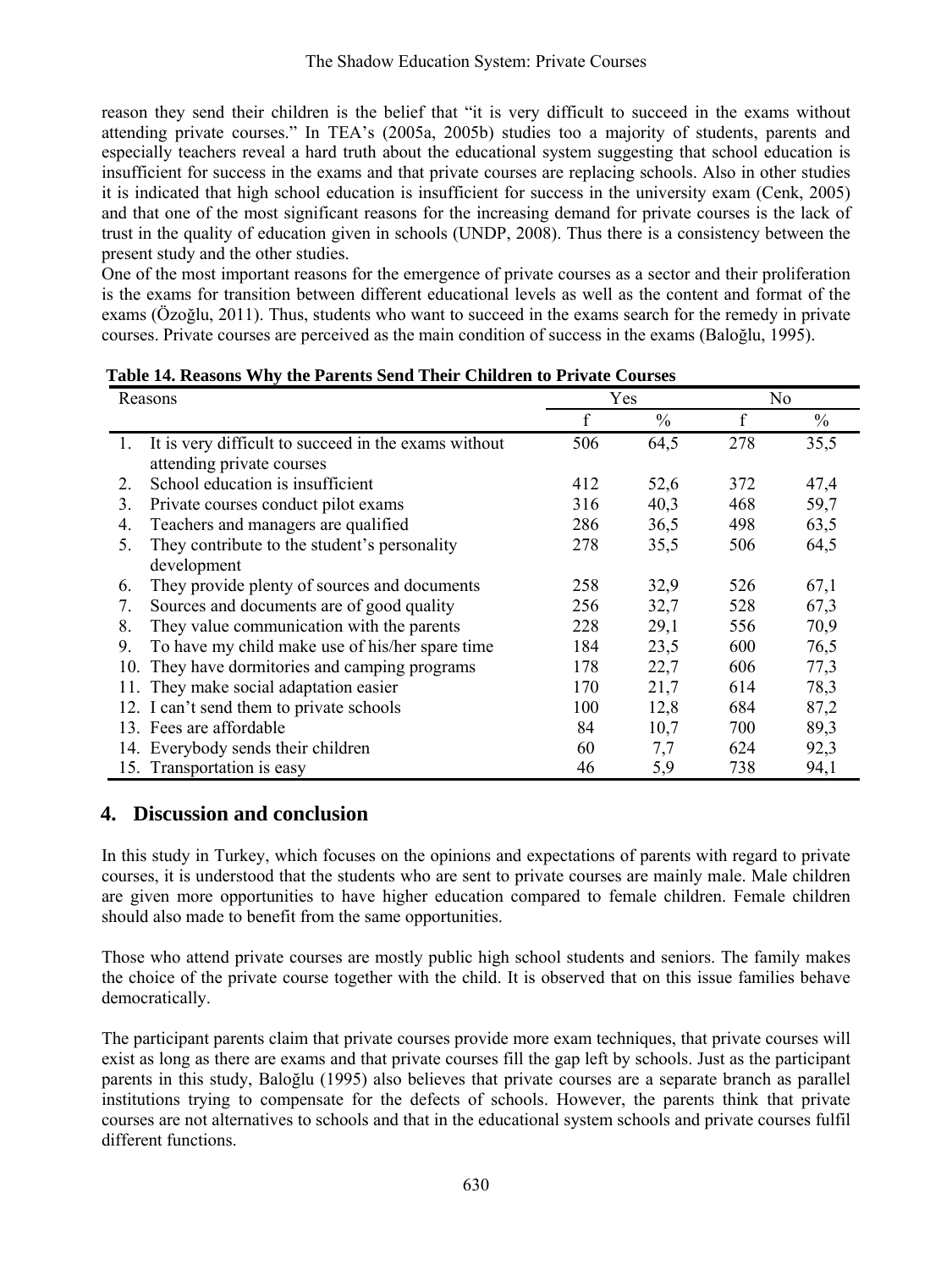reason they send their children is the belief that "it is very difficult to succeed in the exams without attending private courses." In TEA's (2005a, 2005b) studies too a majority of students, parents and especially teachers reveal a hard truth about the educational system suggesting that school education is insufficient for success in the exams and that private courses are replacing schools. Also in other studies it is indicated that high school education is insufficient for success in the university exam (Cenk, 2005) and that one of the most significant reasons for the increasing demand for private courses is the lack of trust in the quality of education given in schools (UNDP, 2008). Thus there is a consistency between the present study and the other studies.

One of the most important reasons for the emergence of private courses as a sector and their proliferation is the exams for transition between different educational levels as well as the content and format of the exams (Özoğlu, 2011). Thus, students who want to succeed in the exams search for the remedy in private courses. Private courses are perceived as the main condition of success in the exams (Baloğlu, 1995).

**Table 14. Reasons Why the Parents Send Their Children to Private Courses**

| Reasons | Yes | | No | |
|---|---|---|---|---|
| | f | % | f | % |
| 1. It is very difficult to succeed in the exams without attending private courses | 506 | 64,5 | 278 | 35,5 |
| 2. School education is insufficient | 412 | 52,6 | 372 | 47,4 |
| 3. Private courses conduct pilot exams | 316 | 40,3 | 468 | 59,7 |
| 4. Teachers and managers are qualified | 286 | 36,5 | 498 | 63,5 |
| 5. They contribute to the student's personality development | 278 | 35,5 | 506 | 64,5 |
| 6. They provide plenty of sources and documents | 258 | 32,9 | 526 | 67,1 |
| 7. Sources and documents are of good quality | 256 | 32,7 | 528 | 67,3 |
| 8. They value communication with the parents | 228 | 29,1 | 556 | 70,9 |
| 9. To have my child make use of his/her spare time | 184 | 23,5 | 600 | 76,5 |
| 10. They have dormitories and camping programs | 178 | 22,7 | 606 | 77,3 |
| 11. They make social adaptation easier | 170 | 21,7 | 614 | 78,3 |
| 12. I can't send them to private schools | 100 | 12,8 | 684 | 87,2 |
| 13. Fees are affordable | 84 | 10,7 | 700 | 89,3 |
| 14. Everybody sends their children | 60 | 7,7 | 624 | 92,3 |
| 15. Transportation is easy | 46 | 5,9 | 738 | 94,1 |

## 4. Discussion and conclusion

In this study in Turkey, which focuses on the opinions and expectations of parents with regard to private courses, it is understood that the students who are sent to private courses are mainly male. Male children are given more opportunities to have higher education compared to female children. Female children should also made to benefit from the same opportunities.

Those who attend private courses are mostly public high school students and seniors. The family makes the choice of the private course together with the child. It is observed that on this issue families behave democratically.

The participant parents claim that private courses provide more exam techniques, that private courses will exist as long as there are exams and that private courses fill the gap left by schools. Just as the participant parents in this study, Baloğlu (1995) also believes that private courses are a separate branch as parallel institutions trying to compensate for the defects of schools. However, the parents think that private courses are not alternatives to schools and that in the educational system schools and private courses fulfil different functions.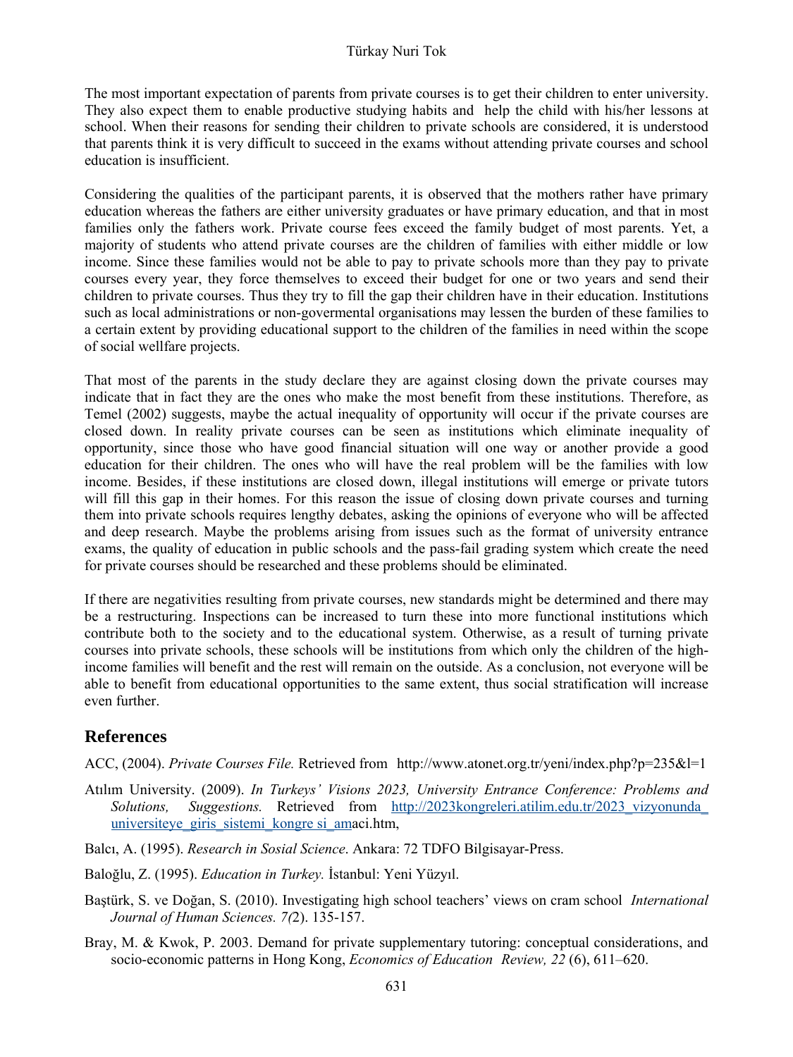The most important expectation of parents from private courses is to get their children to enter university. They also expect them to enable productive studying habits and help the child with his/her lessons at school. When their reasons for sending their children to private schools are considered, it is understood that parents think it is very difficult to succeed in the exams without attending private courses and school education is insufficient.

Considering the qualities of the participant parents, it is observed that the mothers rather have primary education whereas the fathers are either university graduates or have primary education, and that in most families only the fathers work. Private course fees exceed the family budget of most parents. Yet, a majority of students who attend private courses are the children of families with either middle or low income. Since these families would not be able to pay to private schools more than they pay to private courses every year, they force themselves to exceed their budget for one or two years and send their children to private courses. Thus they try to fill the gap their children have in their education. Institutions such as local administrations or non-govermental organisations may lessen the burden of these families to a certain extent by providing educational support to the children of the families in need within the scope of social wellfare projects.

That most of the parents in the study declare they are against closing down the private courses may indicate that in fact they are the ones who make the most benefit from these institutions. Therefore, as Temel (2002) suggests, maybe the actual inequality of opportunity will occur if the private courses are closed down. In reality private courses can be seen as institutions which eliminate inequality of opportunity, since those who have good financial situation will one way or another provide a good education for their children. The ones who will have the real problem will be the families with low income. Besides, if these institutions are closed down, illegal institutions will emerge or private tutors will fill this gap in their homes. For this reason the issue of closing down private courses and turning them into private schools requires lengthy debates, asking the opinions of everyone who will be affected and deep research. Maybe the problems arising from issues such as the format of university entrance exams, the quality of education in public schools and the pass-fail grading system which create the need for private courses should be researched and these problems should be eliminated.

If there are negativities resulting from private courses, new standards might be determined and there may be a restructuring. Inspections can be increased to turn these into more functional institutions which contribute both to the society and to the educational system. Otherwise, as a result of turning private courses into private schools, these schools will be institutions from which only the children of the high-income families will benefit and the rest will remain on the outside. As a conclusion, not everyone will be able to benefit from educational opportunities to the same extent, thus social stratification will increase even further.

## References

ACC, (2004). *Private Courses File.* Retrieved from http://www.atonet.org.tr/yeni/index.php?p=235&l=1

Atılım University. (2009). *In Turkeys' Visions 2023, University Entrance Conference: Problems and Solutions, Suggestions.* Retrieved from http://2023kongreleri.atilim.edu.tr/2023_vizyonunda_universiteye_giris_sistemi_kongre si_amaci.htm,

Balcı, A. (1995). *Research in Sosial Science*. Ankara: 72 TDFO Bilgisayar-Press.

Baloğlu, Z. (1995). *Education in Turkey.* İstanbul: Yeni Yüzyıl.

Baştürk, S. ve Doğan, S. (2010). Investigating high school teachers' views on cram school *International Journal of Human Sciences. 7(*2). 135-157.

Bray, M. & Kwok, P. 2003. Demand for private supplementary tutoring: conceptual considerations, and socio-economic patterns in Hong Kong, *Economics of Education Review, 22* (6), 611–620.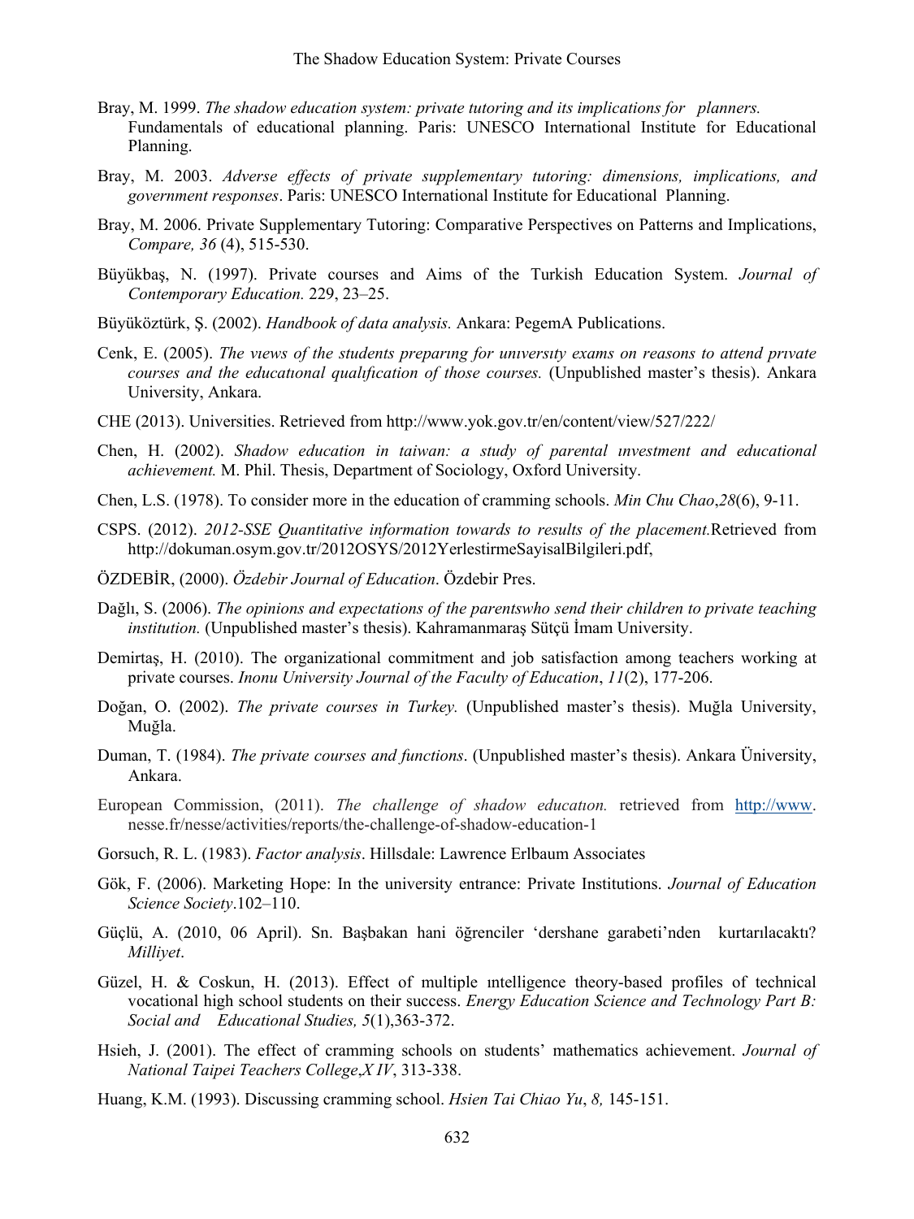Bray, M. 1999. *The shadow education system: private tutoring and its implications for planners.* Fundamentals of educational planning. Paris: UNESCO International Institute for Educational Planning.

Bray, M. 2003. *Adverse effects of private supplementary tutoring: dimensions, implications, and government responses*. Paris: UNESCO International Institute for Educational Planning.

Bray, M. 2006. Private Supplementary Tutoring: Comparative Perspectives on Patterns and Implications, *Compare, 36* (4), 515-530.

Büyükbaş, N. (1997). Private courses and Aims of the Turkish Education System. *Journal of Contemporary Education.* 229, 23–25.

Büyüköztürk, Ş. (2002). *Handbook of data analysis.* Ankara: PegemA Publications.

Cenk, E. (2005). *The vıews of the students preparıng for unıversıty exams on reasons to attend prıvate courses and the educatıonal qualıfication of those courses.* (Unpublished master's thesis). Ankara University, Ankara.

CHE (2013). Universities. Retrieved from http://www.yok.gov.tr/en/content/view/527/222/

Chen, H. (2002). *Shadow education in taiwan: a study of parental ınvestment and educational achievement.* M. Phil. Thesis, Department of Sociology, Oxford University.

Chen, L.S. (1978). To consider more in the education of cramming schools. *Min Chu Chao*,*28*(6), 9-11.

CSPS. (2012). *2012-SSE Quantitative information towards to results of the placement.*Retrieved from http://dokuman.osym.gov.tr/2012OSYS/2012YerlestirmeSayisalBilgileri.pdf,

ÖZDEBİR, (2000). *Özdebir Journal of Education*. Özdebir Pres.

Dağlı, S. (2006). *The opinions and expectations of the parentswho send their children to private teaching institution.* (Unpublished master's thesis). Kahramanmaraş Sütçü İmam University.

Demirtaş, H. (2010). The organizational commitment and job satisfaction among teachers working at private courses. *Inonu University Journal of the Faculty of Education*, *11*(2), 177-206.

Doğan, O. (2002). *The private courses in Turkey.* (Unpublished master's thesis). Muğla University, Muğla.

Duman, T. (1984). *The private courses and functions*. (Unpublished master's thesis). Ankara Üniversity, Ankara.

European Commission, (2011). *The challenge of shadow educatıon.* retrieved from http://www.nesse.fr/nesse/activities/reports/the-challenge-of-shadow-education-1

Gorsuch, R. L. (1983). *Factor analysis*. Hillsdale: Lawrence Erlbaum Associates

Gök, F. (2006). Marketing Hope: In the university entrance: Private Institutions. *Journal of Education Science Society*.102–110.

Güçlü, A. (2010, 06 April). Sn. Başbakan hani öğrenciler 'dershane garabeti'nden kurtarılacaktı? *Milliyet*.

Güzel, H. & Coskun, H. (2013). Effect of multiple ıntelligence theory-based profiles of technical vocational high school students on their success. *Energy Education Science and Technology Part B: Social and Educational Studies, 5*(1),363-372.

Hsieh, J. (2001). The effect of cramming schools on students' mathematics achievement. *Journal of National Taipei Teachers College*,*X IV*, 313-338.

Huang, K.M. (1993). Discussing cramming school. *Hsien Tai Chiao Yu*, *8,* 145-151.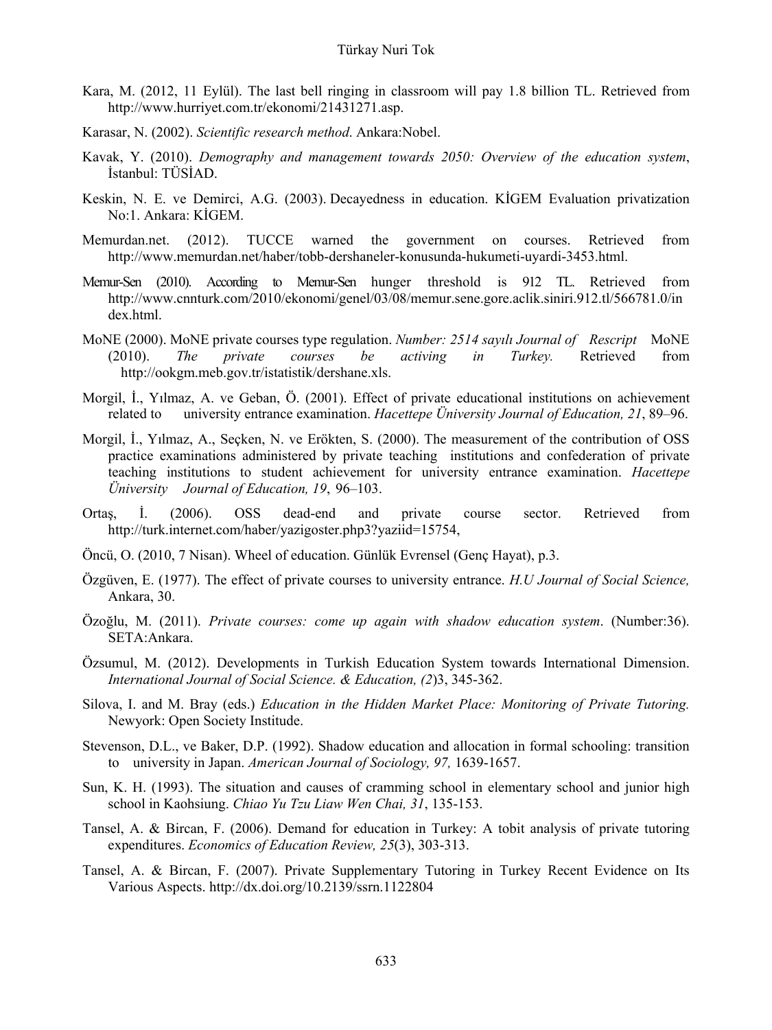Kara, M. (2012, 11 Eylül). The last bell ringing in classroom will pay 1.8 billion TL. Retrieved from http://www.hurriyet.com.tr/ekonomi/21431271.asp.

Karasar, N. (2002). *Scientific research method*. Ankara:Nobel.

Kavak, Y. (2010). *Demography and management towards 2050: Overview of the education system*, İstanbul: TÜSİAD.

Keskin, N. E. ve Demirci, A.G. (2003). Decayedness in education. KİGEM Evaluation privatization No:1. Ankara: KİGEM.

Memurdan.net. (2012). TUCCE warned the government on courses. Retrieved from http://www.memurdan.net/haber/tobb-dershaneler-konusunda-hukumeti-uyardi-3453.html.

Memur-Sen (2010). According to Memur-Sen hunger threshold is 912 TL. Retrieved from http://www.cnnturk.com/2010/ekonomi/genel/03/08/memur.sene.gore.aclik.siniri.912.tl/566781.0/index.html.

MoNE (2000). MoNE private courses type regulation. *Number: 2514 sayılı Journal of Rescript* MoNE (2010). *The private courses be activing in Turkey.* Retrieved from http://ookgm.meb.gov.tr/istatistik/dershane.xls.

Morgil, İ., Yılmaz, A. ve Geban, Ö. (2001). Effect of private educational institutions on achievement related to university entrance examination. *Hacettepe Üniversity Journal of Education, 21*, 89–96.

Morgil, İ., Yılmaz, A., Seçken, N. ve Erökten, S. (2000). The measurement of the contribution of OSS practice examinations administered by private teaching institutions and confederation of private teaching institutions to student achievement for university entrance examination. *Hacettepe Üniversity Journal of Education, 19*, 96–103.

Ortaş, İ. (2006). OSS dead-end and private course sector. Retrieved from http://turk.internet.com/haber/yazigoster.php3?yaziid=15754,

Öncü, O. (2010, 7 Nisan). Wheel of education. Günlük Evrensel (Genç Hayat), p.3.

Özgüven, E. (1977). The effect of private courses to university entrance. *H.U Journal of Social Science,* Ankara, 30.

Özoğlu, M. (2011). *Private courses: come up again with shadow education system*. (Number:36). SETA:Ankara.

Özsumul, M. (2012). Developments in Turkish Education System towards International Dimension. *International Journal of Social Science. & Education, (2*)3, 345-362.

Silova, I. and M. Bray (eds.) *Education in the Hidden Market Place: Monitoring of Private Tutoring.* Newyork: Open Society Institude.

Stevenson, D.L., ve Baker, D.P. (1992). Shadow education and allocation in formal schooling: transition to university in Japan. *American Journal of Sociology, 97,* 1639-1657.

Sun, K. H. (1993). The situation and causes of cramming school in elementary school and junior high school in Kaohsiung. *Chiao Yu Tzu Liaw Wen Chai, 31*, 135-153.

Tansel, A. & Bircan, F. (2006). Demand for education in Turkey: A tobit analysis of private tutoring expenditures. *Economics of Education Review, 25*(3), 303-313.

Tansel, A. & Bircan, F. (2007). Private Supplementary Tutoring in Turkey Recent Evidence on Its Various Aspects. http://dx.doi.org/10.2139/ssrn.1122804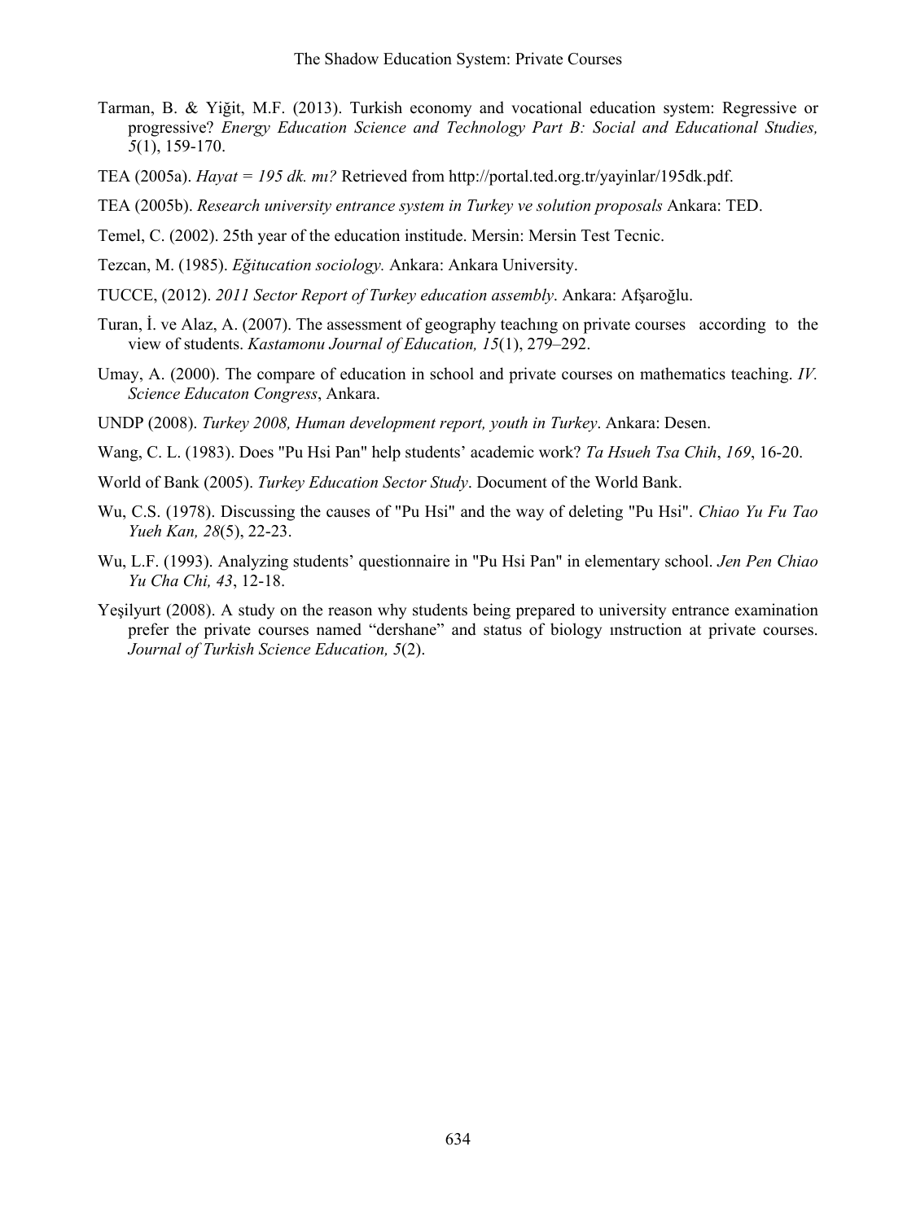Tarman, B. & Yiğit, M.F. (2013). Turkish economy and vocational education system: Regressive or progressive? *Energy Education Science and Technology Part B: Social and Educational Studies, 5*(1), 159-170.

TEA (2005a). *Hayat = 195 dk. mı?* Retrieved from http://portal.ted.org.tr/yayinlar/195dk.pdf.

TEA (2005b). *Research university entrance system in Turkey ve solution proposals* Ankara: TED.

Temel, C. (2002). 25th year of the education institude. Mersin: Mersin Test Tecnic.

Tezcan, M. (1985). *Eğitucation sociology.* Ankara: Ankara University.

TUCCE, (2012). *2011 Sector Report of Turkey education assembly*. Ankara: Afşaroğlu.

Turan, İ. ve Alaz, A. (2007). The assessment of geography teachıng on private courses according to the view of students. *Kastamonu Journal of Education, 15*(1), 279–292.

Umay, A. (2000). The compare of education in school and private courses on mathematics teaching. *IV. Science Educaton Congress*, Ankara.

UNDP (2008). *Turkey 2008, Human development report, youth in Turkey*. Ankara: Desen.

Wang, C. L. (1983). Does "Pu Hsi Pan" help students' academic work? *Ta Hsueh Tsa Chih*, *169*, 16-20.

World of Bank (2005). *Turkey Education Sector Study*. Document of the World Bank.

Wu, C.S. (1978). Discussing the causes of "Pu Hsi" and the way of deleting "Pu Hsi". *Chiao Yu Fu Tao Yueh Kan, 28*(5), 22-23.

Wu, L.F. (1993). Analyzing students' questionnaire in "Pu Hsi Pan" in elementary school. *Jen Pen Chiao Yu Cha Chi, 43*, 12-18.

Yeşilyurt (2008). A study on the reason why students being prepared to university entrance examination prefer the private courses named "dershane" and status of biology ınstruction at private courses. *Journal of Turkish Science Education, 5*(2).